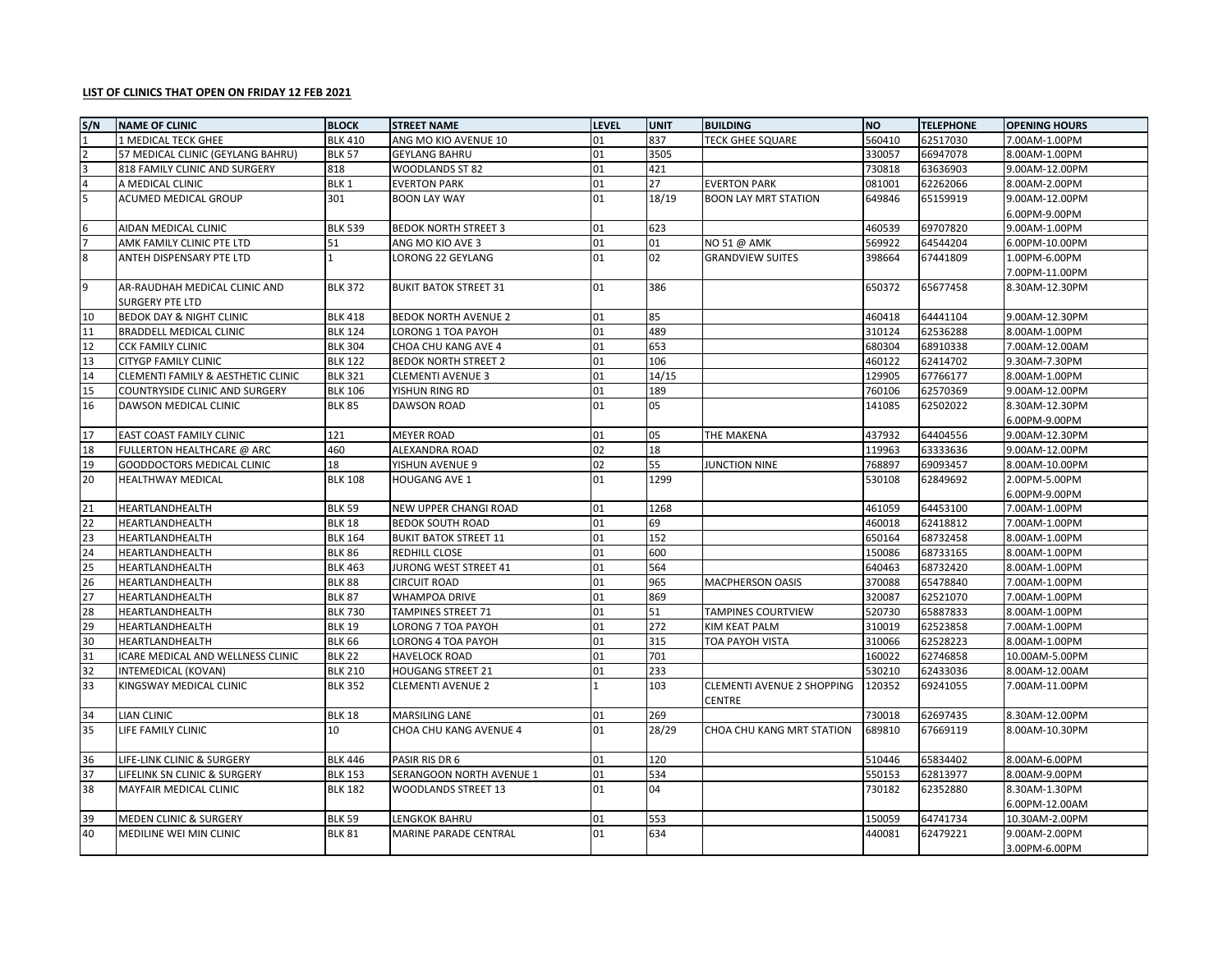**LIST OF CLINICS THAT OPEN ON FRIDAY 12 FEB 2021**

| S/N | NAME OF CLINIC | BLOCK | STREET NAME | LEVEL | UNIT | BUILDING | NO | TELEPHONE | OPENING HOURS |
|---|---|---|---|---|---|---|---|---|---|
| 1 | 1 MEDICAL TECK GHEE | BLK 410 | ANG MO KIO AVENUE 10 | 01 | 837 | TECK GHEE SQUARE | 560410 | 62517030 | 7.00AM-1.00PM |
| 2 | 57 MEDICAL CLINIC (GEYLANG BAHRU) | BLK 57 | GEYLANG BAHRU | 01 | 3505 | | 330057 | 66947078 | 8.00AM-1.00PM |
| 3 | 818 FAMILY CLINIC AND SURGERY | 818 | WOODLANDS ST 82 | 01 | 421 | | 730818 | 63636903 | 9.00AM-12.00PM |
| 4 | A MEDICAL CLINIC | BLK 1 | EVERTON PARK | 01 | 27 | EVERTON PARK | 081001 | 62262066 | 8.00AM-2.00PM |
| 5 | ACUMED MEDICAL GROUP | 301 | BOON LAY WAY | 01 | 18/19 | BOON LAY MRT STATION | 649846 | 65159919 | 9.00AM-12.00PM<br>6.00PM-9.00PM |
| 6 | AIDAN MEDICAL CLINIC | BLK 539 | BEDOK NORTH STREET 3 | 01 | 623 | | 460539 | 69707820 | 9.00AM-1.00PM |
| 7 | AMK FAMILY CLINIC PTE LTD | 51 | ANG MO KIO AVE 3 | 01 | 01 | NO 51 @ AMK | 569922 | 64544204 | 6.00PM-10.00PM |
| 8 | ANTEH DISPENSARY PTE LTD | 1 | LORONG 22 GEYLANG | 01 | 02 | GRANDVIEW SUITES | 398664 | 67441809 | 1.00PM-6.00PM<br>7.00PM-11.00PM |
| 9 | AR-RAUDHAH MEDICAL CLINIC AND SURGERY PTE LTD | BLK 372 | BUKIT BATOK STREET 31 | 01 | 386 | | 650372 | 65677458 | 8.30AM-12.30PM |
| 10 | BEDOK DAY & NIGHT CLINIC | BLK 418 | BEDOK NORTH AVENUE 2 | 01 | 85 | | 460418 | 64441104 | 9.00AM-12.30PM |
| 11 | BRADDELL MEDICAL CLINIC | BLK 124 | LORONG 1 TOA PAYOH | 01 | 489 | | 310124 | 62536288 | 8.00AM-1.00PM |
| 12 | CCK FAMILY CLINIC | BLK 304 | CHOA CHU KANG AVE 4 | 01 | 653 | | 680304 | 68910338 | 7.00AM-12.00AM |
| 13 | CITYGP FAMILY CLINIC | BLK 122 | BEDOK NORTH STREET 2 | 01 | 106 | | 460122 | 62414702 | 9.30AM-7.30PM |
| 14 | CLEMENTI FAMILY & AESTHETIC CLINIC | BLK 321 | CLEMENTI AVENUE 3 | 01 | 14/15 | | 129905 | 67766177 | 8.00AM-1.00PM |
| 15 | COUNTRYSIDE CLINIC AND SURGERY | BLK 106 | YISHUN RING RD | 01 | 189 | | 760106 | 62570369 | 9.00AM-12.00PM |
| 16 | DAWSON MEDICAL CLINIC | BLK 85 | DAWSON ROAD | 01 | 05 | | 141085 | 62502022 | 8.30AM-12.30PM<br>6.00PM-9.00PM |
| 17 | EAST COAST FAMILY CLINIC | 121 | MEYER ROAD | 01 | 05 | THE MAKENA | 437932 | 64404556 | 9.00AM-12.30PM |
| 18 | FULLERTON HEALTHCARE @ ARC | 460 | ALEXANDRA ROAD | 02 | 18 | | 119963 | 63333636 | 9.00AM-12.00PM |
| 19 | GOODDOCTORS MEDICAL CLINIC | 18 | YISHUN AVENUE 9 | 02 | 55 | JUNCTION NINE | 768897 | 69093457 | 8.00AM-10.00PM |
| 20 | HEALTHWAY MEDICAL | BLK 108 | HOUGANG AVE 1 | 01 | 1299 | | 530108 | 62849692 | 2.00PM-5.00PM<br>6.00PM-9.00PM |
| 21 | HEARTLANDHEALTH | BLK 59 | NEW UPPER CHANGI ROAD | 01 | 1268 | | 461059 | 64453100 | 7.00AM-1.00PM |
| 22 | HEARTLANDHEALTH | BLK 18 | BEDOK SOUTH ROAD | 01 | 69 | | 460018 | 62418812 | 7.00AM-1.00PM |
| 23 | HEARTLANDHEALTH | BLK 164 | BUKIT BATOK STREET 11 | 01 | 152 | | 650164 | 68732458 | 8.00AM-1.00PM |
| 24 | HEARTLANDHEALTH | BLK 86 | REDHILL CLOSE | 01 | 600 | | 150086 | 68733165 | 8.00AM-1.00PM |
| 25 | HEARTLANDHEALTH | BLK 463 | JURONG WEST STREET 41 | 01 | 564 | | 640463 | 68732420 | 8.00AM-1.00PM |
| 26 | HEARTLANDHEALTH | BLK 88 | CIRCUIT ROAD | 01 | 965 | MACPHERSON OASIS | 370088 | 65478840 | 7.00AM-1.00PM |
| 27 | HEARTLANDHEALTH | BLK 87 | WHAMPOA DRIVE | 01 | 869 | | 320087 | 62521070 | 7.00AM-1.00PM |
| 28 | HEARTLANDHEALTH | BLK 730 | TAMPINES STREET 71 | 01 | 51 | TAMPINES COURTVIEW | 520730 | 65887833 | 8.00AM-1.00PM |
| 29 | HEARTLANDHEALTH | BLK 19 | LORONG 7 TOA PAYOH | 01 | 272 | KIM KEAT PALM | 310019 | 62523858 | 7.00AM-1.00PM |
| 30 | HEARTLANDHEALTH | BLK 66 | LORONG 4 TOA PAYOH | 01 | 315 | TOA PAYOH VISTA | 310066 | 62528223 | 8.00AM-1.00PM |
| 31 | ICARE MEDICAL AND WELLNESS CLINIC | BLK 22 | HAVELOCK ROAD | 01 | 701 | | 160022 | 62746858 | 10.00AM-5.00PM |
| 32 | INTEMEDICAL (KOVAN) | BLK 210 | HOUGANG STREET 21 | 01 | 233 | | 530210 | 62433036 | 8.00AM-12.00AM |
| 33 | KINGSWAY MEDICAL CLINIC | BLK 352 | CLEMENTI AVENUE 2 | 1 | 103 | CLEMENTI AVENUE 2 SHOPPING CENTRE | 120352 | 69241055 | 7.00AM-11.00PM |
| 34 | LIAN CLINIC | BLK 18 | MARSILING LANE | 01 | 269 | | 730018 | 62697435 | 8.30AM-12.00PM |
| 35 | LIFE FAMILY CLINIC | 10 | CHOA CHU KANG AVENUE 4 | 01 | 28/29 | CHOA CHU KANG MRT STATION | 689810 | 67669119 | 8.00AM-10.30PM |
| 36 | LIFE-LINK CLINIC & SURGERY | BLK 446 | PASIR RIS DR 6 | 01 | 120 | | 510446 | 65834402 | 8.00AM-6.00PM |
| 37 | LIFELINK SN CLINIC & SURGERY | BLK 153 | SERANGOON NORTH AVENUE 1 | 01 | 534 | | 550153 | 62813977 | 8.00AM-9.00PM |
| 38 | MAYFAIR MEDICAL CLINIC | BLK 182 | WOODLANDS STREET 13 | 01 | 04 | | 730182 | 62352880 | 8.30AM-1.30PM<br>6.00PM-12.00AM |
| 39 | MEDEN CLINIC & SURGERY | BLK 59 | LENGKOK BAHRU | 01 | 553 | | 150059 | 64741734 | 10.30AM-2.00PM |
| 40 | MEDILINE WEI MIN CLINIC | BLK 81 | MARINE PARADE CENTRAL | 01 | 634 | | 440081 | 62479221 | 9.00AM-2.00PM<br>3.00PM-6.00PM |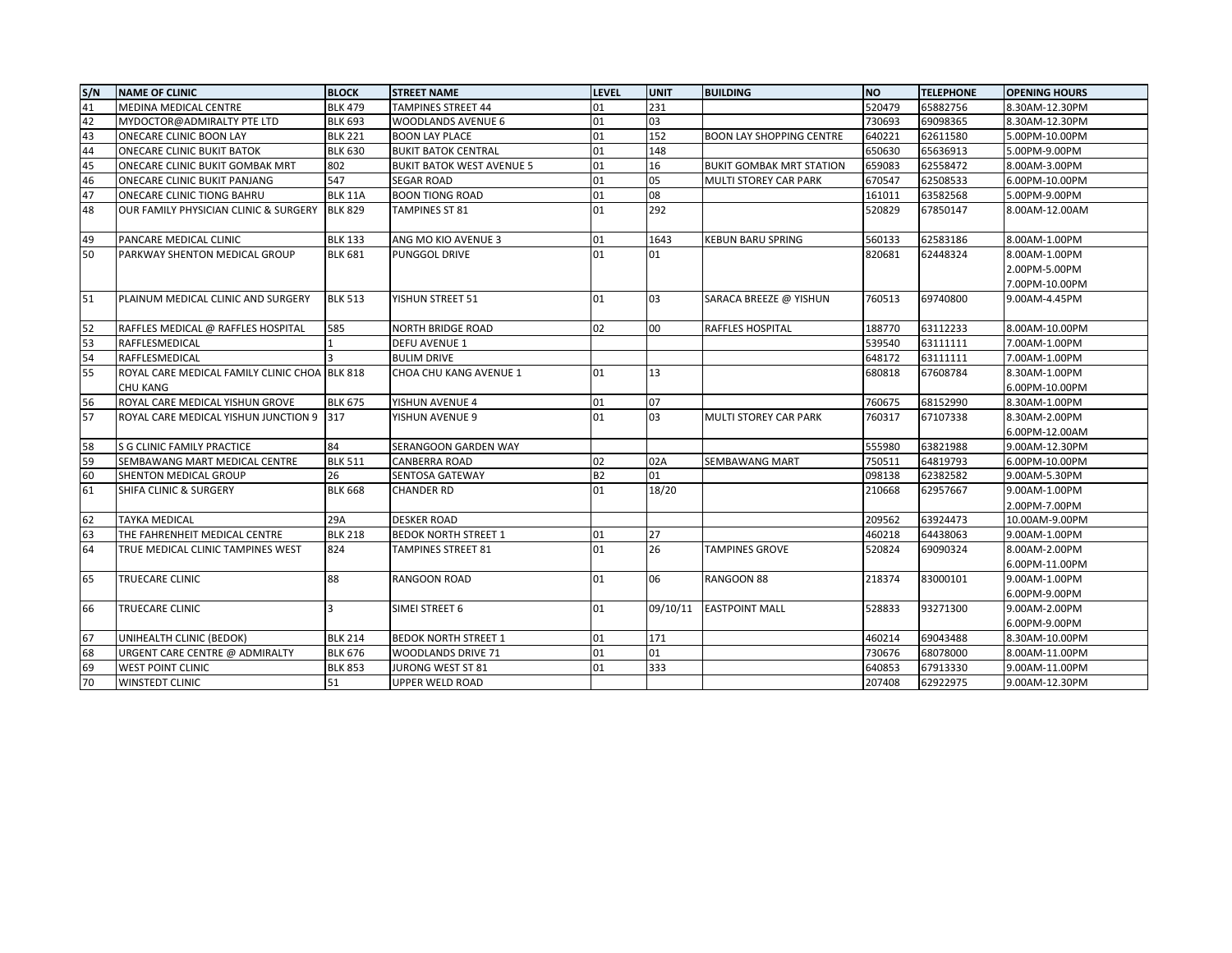| S/N | NAME OF CLINIC | BLOCK | STREET NAME | LEVEL | UNIT | BUILDING | NO | TELEPHONE | OPENING HOURS |
|---|---|---|---|---|---|---|---|---|---|
| 41 | MEDINA MEDICAL CENTRE | BLK 479 | TAMPINES STREET 44 | 01 | 231 | | 520479 | 65882756 | 8.30AM-12.30PM |
| 42 | MYDOCTOR@ADMIRALTY PTE LTD | BLK 693 | WOODLANDS AVENUE 6 | 01 | 03 | | 730693 | 69098365 | 8.30AM-12.30PM |
| 43 | ONECARE CLINIC BOON LAY | BLK 221 | BOON LAY PLACE | 01 | 152 | BOON LAY SHOPPING CENTRE | 640221 | 62611580 | 5.00PM-10.00PM |
| 44 | ONECARE CLINIC BUKIT BATOK | BLK 630 | BUKIT BATOK CENTRAL | 01 | 148 | | 650630 | 65636913 | 5.00PM-9.00PM |
| 45 | ONECARE CLINIC BUKIT GOMBAK MRT | 802 | BUKIT BATOK WEST AVENUE 5 | 01 | 16 | BUKIT GOMBAK MRT STATION | 659083 | 62558472 | 8.00AM-3.00PM |
| 46 | ONECARE CLINIC BUKIT PANJANG | 547 | SEGAR ROAD | 01 | 05 | MULTI STOREY CAR PARK | 670547 | 62508533 | 6.00PM-10.00PM |
| 47 | ONECARE CLINIC TIONG BAHRU | BLK 11A | BOON TIONG ROAD | 01 | 08 | | 161011 | 63582568 | 5.00PM-9.00PM |
| 48 | OUR FAMILY PHYSICIAN CLINIC & SURGERY | BLK 829 | TAMPINES ST 81 | 01 | 292 | | 520829 | 67850147 | 8.00AM-12.00AM |
| 49 | PANCARE MEDICAL CLINIC | BLK 133 | ANG MO KIO AVENUE 3 | 01 | 1643 | KEBUN BARU SPRING | 560133 | 62583186 | 8.00AM-1.00PM |
| 50 | PARKWAY SHENTON MEDICAL GROUP | BLK 681 | PUNGGOL DRIVE | 01 | 01 | | 820681 | 62448324 | 8.00AM-1.00PM<br>2.00PM-5.00PM<br>7.00PM-10.00PM |
| 51 | PLAINUM MEDICAL CLINIC AND SURGERY | BLK 513 | YISHUN STREET 51 | 01 | 03 | SARACA BREEZE @ YISHUN | 760513 | 69740800 | 9.00AM-4.45PM |
| 52 | RAFFLES MEDICAL @ RAFFLES HOSPITAL | 585 | NORTH BRIDGE ROAD | 02 | 00 | RAFFLES HOSPITAL | 188770 | 63112233 | 8.00AM-10.00PM |
| 53 | RAFFLESMEDICAL | 1 | DEFU AVENUE 1 | | | | 539540 | 63111111 | 7.00AM-1.00PM |
| 54 | RAFFLESMEDICAL | 3 | BULIM DRIVE | | | | 648172 | 63111111 | 7.00AM-1.00PM |
| 55 | ROYAL CARE MEDICAL FAMILY CLINIC CHOA CHU KANG | BLK 818 | CHOA CHU KANG AVENUE 1 | 01 | 13 | | 680818 | 67608784 | 8.30AM-1.00PM<br>6.00PM-10.00PM |
| 56 | ROYAL CARE MEDICAL YISHUN GROVE | BLK 675 | YISHUN AVENUE 4 | 01 | 07 | | 760675 | 68152990 | 8.30AM-1.00PM |
| 57 | ROYAL CARE MEDICAL YISHUN JUNCTION 9 | 317 | YISHUN AVENUE 9 | 01 | 03 | MULTI STOREY CAR PARK | 760317 | 67107338 | 8.30AM-2.00PM<br>6.00PM-12.00AM |
| 58 | S G CLINIC FAMILY PRACTICE | 84 | SERANGOON GARDEN WAY | | | | 555980 | 63821988 | 9.00AM-12.30PM |
| 59 | SEMBAWANG MART MEDICAL CENTRE | BLK 511 | CANBERRA ROAD | 02 | 02A | SEMBAWANG MART | 750511 | 64819793 | 6.00PM-10.00PM |
| 60 | SHENTON MEDICAL GROUP | 26 | SENTOSA GATEWAY | B2 | 01 | | 098138 | 62382582 | 9.00AM-5.30PM |
| 61 | SHIFA CLINIC & SURGERY | BLK 668 | CHANDER RD | 01 | 18/20 | | 210668 | 62957667 | 9.00AM-1.00PM<br>2.00PM-7.00PM |
| 62 | TAYKA MEDICAL | 29A | DESKER ROAD | | | | 209562 | 63924473 | 10.00AM-9.00PM |
| 63 | THE FAHRENHEIT MEDICAL CENTRE | BLK 218 | BEDOK NORTH STREET 1 | 01 | 27 | | 460218 | 64438063 | 9.00AM-1.00PM |
| 64 | TRUE MEDICAL CLINIC TAMPINES WEST | 824 | TAMPINES STREET 81 | 01 | 26 | TAMPINES GROVE | 520824 | 69090324 | 8.00AM-2.00PM<br>6.00PM-11.00PM |
| 65 | TRUECARE CLINIC | 88 | RANGOON ROAD | 01 | 06 | RANGOON 88 | 218374 | 83000101 | 9.00AM-1.00PM<br>6.00PM-9.00PM |
| 66 | TRUECARE CLINIC | 3 | SIMEI STREET 6 | 01 | 09/10/11 | EASTPOINT MALL | 528833 | 93271300 | 9.00AM-2.00PM<br>6.00PM-9.00PM |
| 67 | UNIHEALTH CLINIC (BEDOK) | BLK 214 | BEDOK NORTH STREET 1 | 01 | 171 | | 460214 | 69043488 | 8.30AM-10.00PM |
| 68 | URGENT CARE CENTRE @ ADMIRALTY | BLK 676 | WOODLANDS DRIVE 71 | 01 | 01 | | 730676 | 68078000 | 8.00AM-11.00PM |
| 69 | WEST POINT CLINIC | BLK 853 | JURONG WEST ST 81 | 01 | 333 | | 640853 | 67913330 | 9.00AM-11.00PM |
| 70 | WINSTEDT CLINIC | 51 | UPPER WELD ROAD | | | | 207408 | 62922975 | 9.00AM-12.30PM |